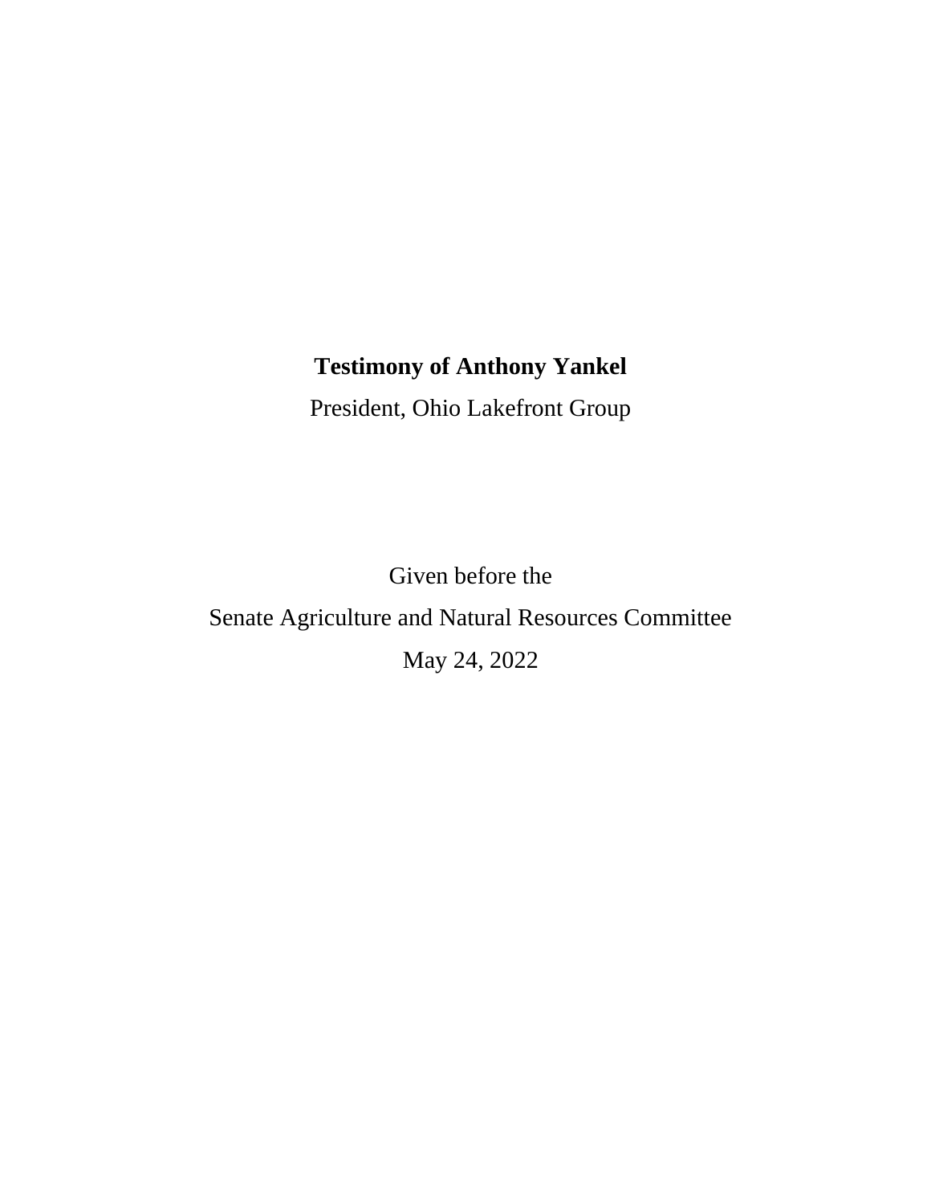**Testimony of Anthony Yankel**

President, Ohio Lakefront Group

Given before the

Senate Agriculture and Natural Resources Committee

May 24, 2022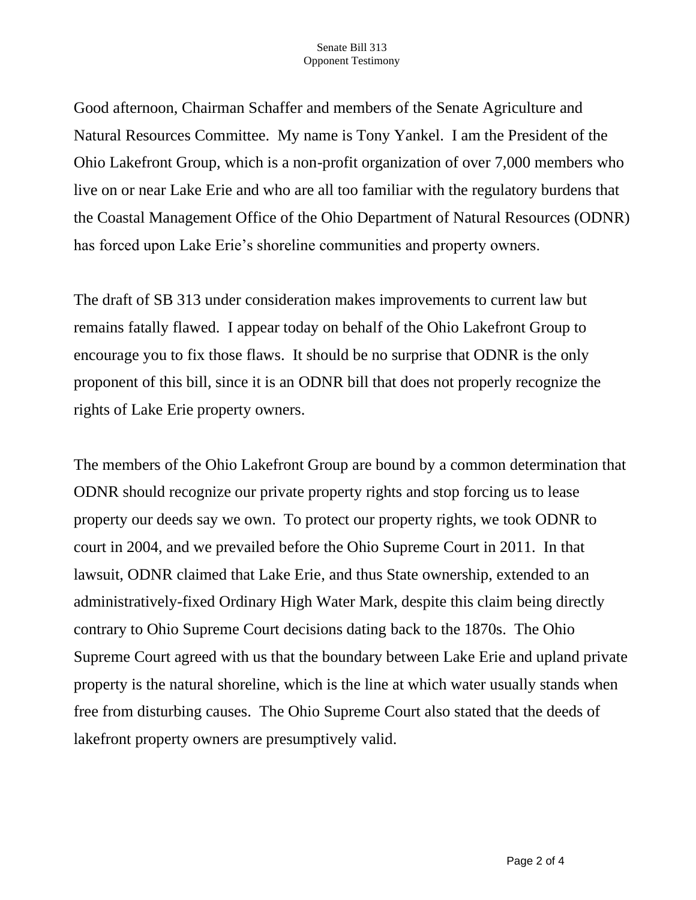Good afternoon, Chairman Schaffer and members of the Senate Agriculture and Natural Resources Committee. My name is Tony Yankel. I am the President of the Ohio Lakefront Group, which is a non-profit organization of over 7,000 members who live on or near Lake Erie and who are all too familiar with the regulatory burdens that the Coastal Management Office of the Ohio Department of Natural Resources (ODNR) has forced upon Lake Erie's shoreline communities and property owners.

The draft of SB 313 under consideration makes improvements to current law but remains fatally flawed. I appear today on behalf of the Ohio Lakefront Group to encourage you to fix those flaws. It should be no surprise that ODNR is the only proponent of this bill, since it is an ODNR bill that does not properly recognize the rights of Lake Erie property owners.

The members of the Ohio Lakefront Group are bound by a common determination that ODNR should recognize our private property rights and stop forcing us to lease property our deeds say we own. To protect our property rights, we took ODNR to court in 2004, and we prevailed before the Ohio Supreme Court in 2011. In that lawsuit, ODNR claimed that Lake Erie, and thus State ownership, extended to an administratively-fixed Ordinary High Water Mark, despite this claim being directly contrary to Ohio Supreme Court decisions dating back to the 1870s. The Ohio Supreme Court agreed with us that the boundary between Lake Erie and upland private property is the natural shoreline, which is the line at which water usually stands when free from disturbing causes. The Ohio Supreme Court also stated that the deeds of lakefront property owners are presumptively valid.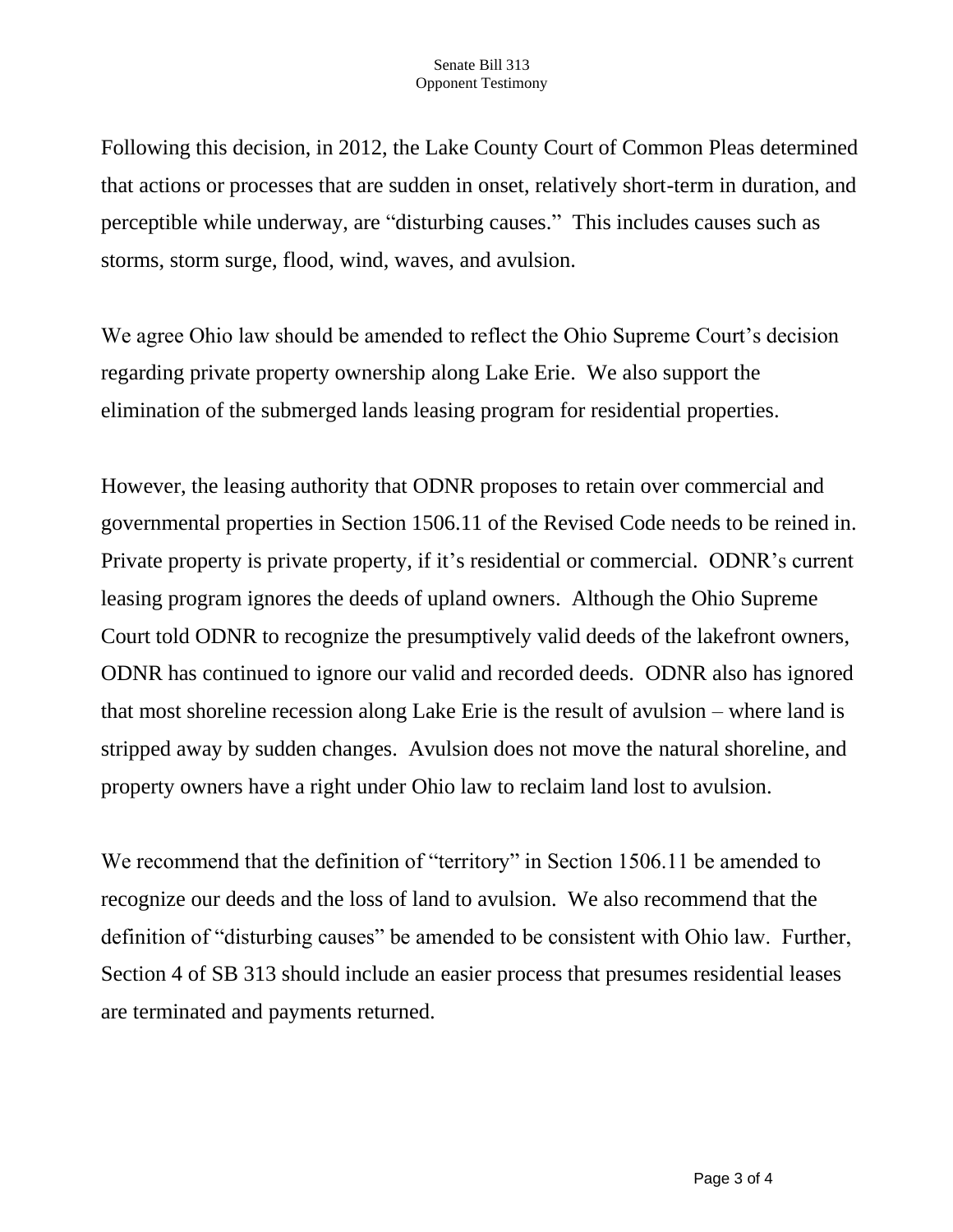Following this decision, in 2012, the Lake County Court of Common Pleas determined that actions or processes that are sudden in onset, relatively short-term in duration, and perceptible while underway, are "disturbing causes." This includes causes such as storms, storm surge, flood, wind, waves, and avulsion.

We agree Ohio law should be amended to reflect the Ohio Supreme Court's decision regarding private property ownership along Lake Erie. We also support the elimination of the submerged lands leasing program for residential properties.

However, the leasing authority that ODNR proposes to retain over commercial and governmental properties in Section 1506.11 of the Revised Code needs to be reined in. Private property is private property, if it's residential or commercial. ODNR's current leasing program ignores the deeds of upland owners. Although the Ohio Supreme Court told ODNR to recognize the presumptively valid deeds of the lakefront owners, ODNR has continued to ignore our valid and recorded deeds. ODNR also has ignored that most shoreline recession along Lake Erie is the result of avulsion – where land is stripped away by sudden changes. Avulsion does not move the natural shoreline, and property owners have a right under Ohio law to reclaim land lost to avulsion.

We recommend that the definition of "territory" in Section 1506.11 be amended to recognize our deeds and the loss of land to avulsion. We also recommend that the definition of "disturbing causes" be amended to be consistent with Ohio law. Further, Section 4 of SB 313 should include an easier process that presumes residential leases are terminated and payments returned.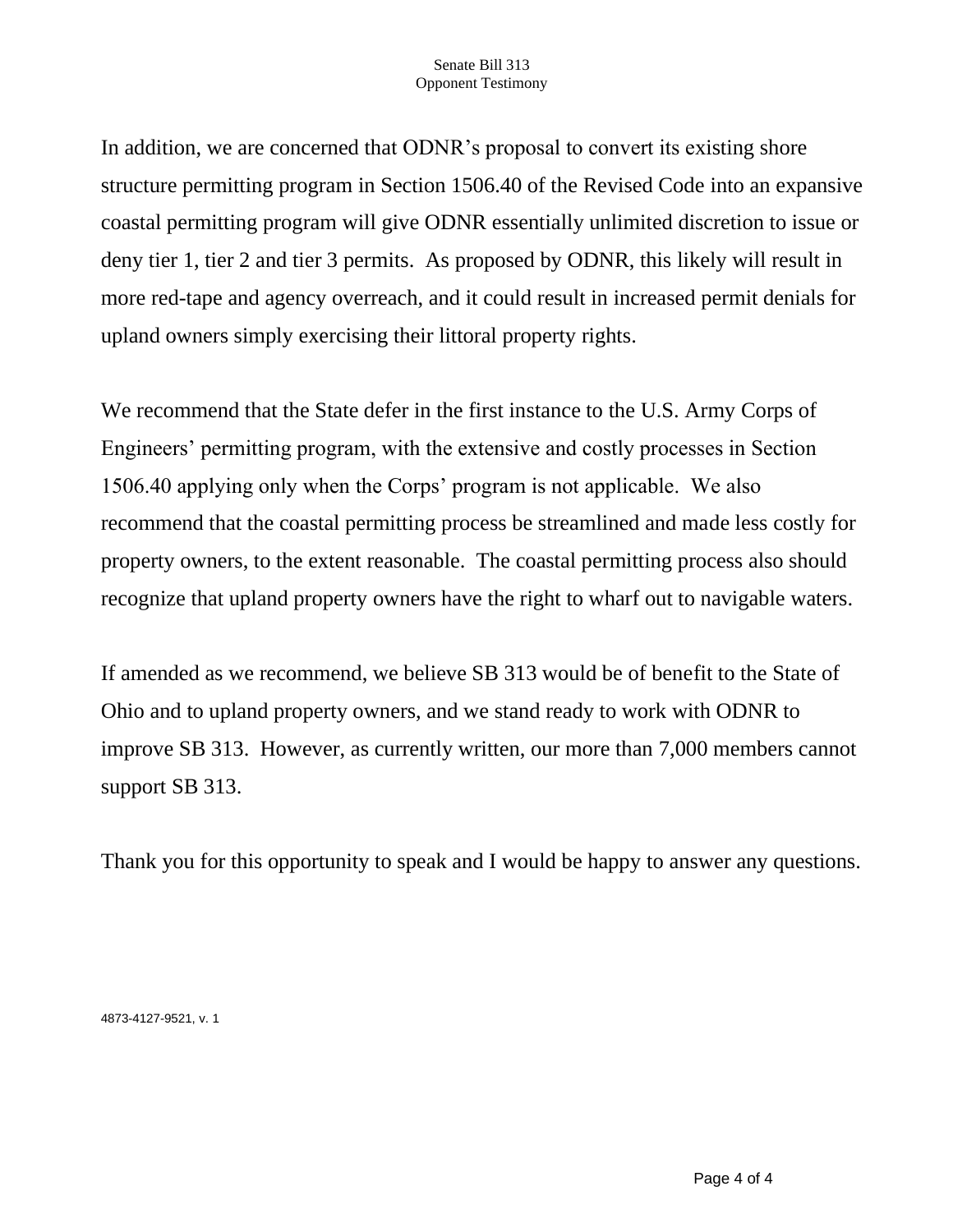In addition, we are concerned that ODNR's proposal to convert its existing shore structure permitting program in Section 1506.40 of the Revised Code into an expansive coastal permitting program will give ODNR essentially unlimited discretion to issue or deny tier 1, tier 2 and tier 3 permits. As proposed by ODNR, this likely will result in more red-tape and agency overreach, and it could result in increased permit denials for upland owners simply exercising their littoral property rights.

We recommend that the State defer in the first instance to the U.S. Army Corps of Engineers' permitting program, with the extensive and costly processes in Section 1506.40 applying only when the Corps' program is not applicable. We also recommend that the coastal permitting process be streamlined and made less costly for property owners, to the extent reasonable. The coastal permitting process also should recognize that upland property owners have the right to wharf out to navigable waters.

If amended as we recommend, we believe SB 313 would be of benefit to the State of Ohio and to upland property owners, and we stand ready to work with ODNR to improve SB 313. However, as currently written, our more than 7,000 members cannot support SB 313.

Thank you for this opportunity to speak and I would be happy to answer any questions.

4873-4127-9521, v. 1